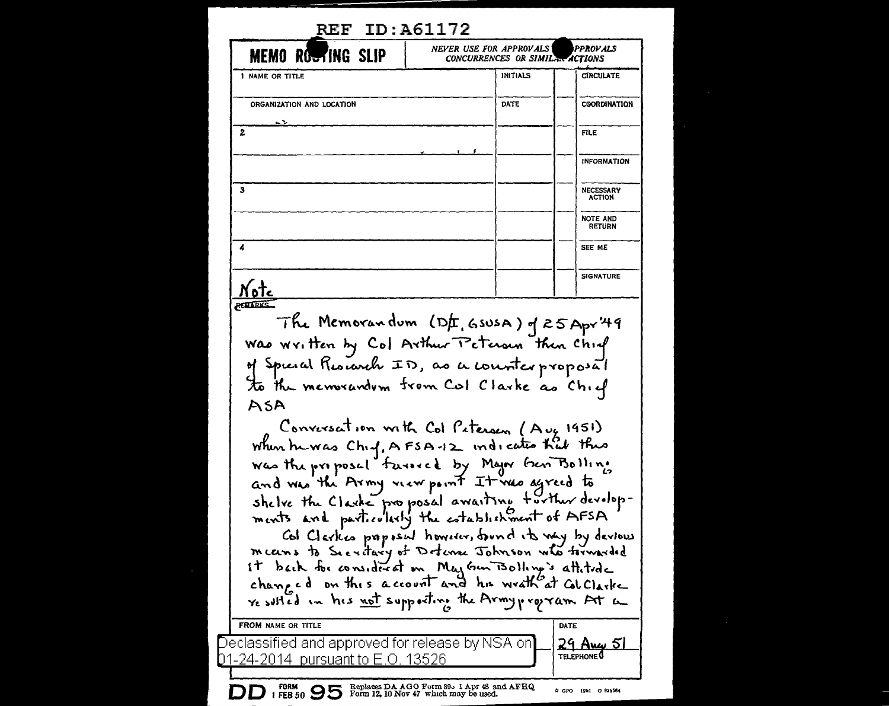REF ID:A61172

**MEMO ROUTING SLIP** — NEVER USE FOR APPROVALS, DISAPPROVALS, CONCURRENCES OR SIMILAR ACTIONS

| 1 NAME OR TITLE | INITIALS | | CIRCULATE |
|---|---|---|---|
| ORGANIZATION AND LOCATION | DATE | | COORDINATION |
| 2 | | | FILE |
| | | | INFORMATION |
| 3 | | | NECESSARY ACTION |
| | | | NOTE AND RETURN |
| 4 | | | SEE ME |
| | | | SIGNATURE |

Note

REMARKS

The Memorandum (D/I, GSUSA) of 25 Apr '49 was written by Col Arthur Peterson then Chief of Special Research ID, as a counterproposal to the memorandum from Col Clarke as Chief ASA

Conversation with Col Peterson (Aug 1951) when he was Chief, AFSA-12 indicates that this was the proposal favored by Major Gen Bolling and was the Army viewpoint. It was agreed to shelve the Clarke proposal awaiting further developments and particularly the establishment of AFSA

Col Clarke's proposal however, found its way by devious means to Secretary of Defense Johnson who forwarded it back for consideration. Maj Gen Bolling's attitude changed on this account and his wrath at Col Clarke resulted in his not supporting the Army program. At a

FROM NAME OR TITLE — DATE 29 Aug 51 — TELEPHONE

Declassified and approved for release by NSA on 01-24-2014 pursuant to E.O. 13526

DD FORM 1 FEB 50 95 Replaces DA AGO Form 895 1 Apr 48 and AFHQ Form 12, 10 Nov 47 which may be used.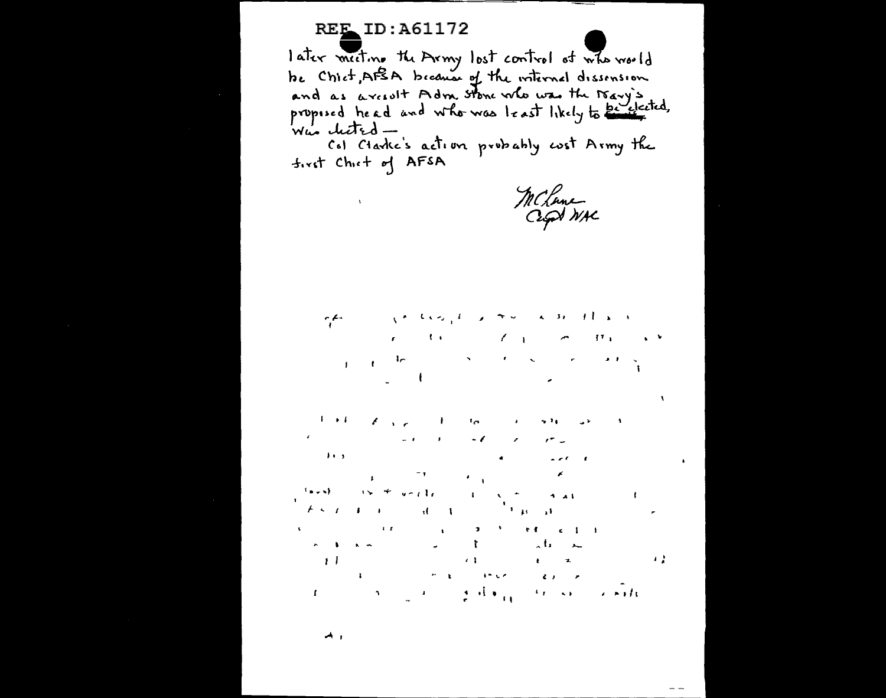REF ID:A61172

later meeting the Army lost control of who would be Chief, AFSA because of the internal dissension and as a result Adm Stone who was the Navy's proposed head and who was least likely to be elected, was elected —

Col Clarke's action probably cost Army the first Chief of AFSA

McLane
Capt WAC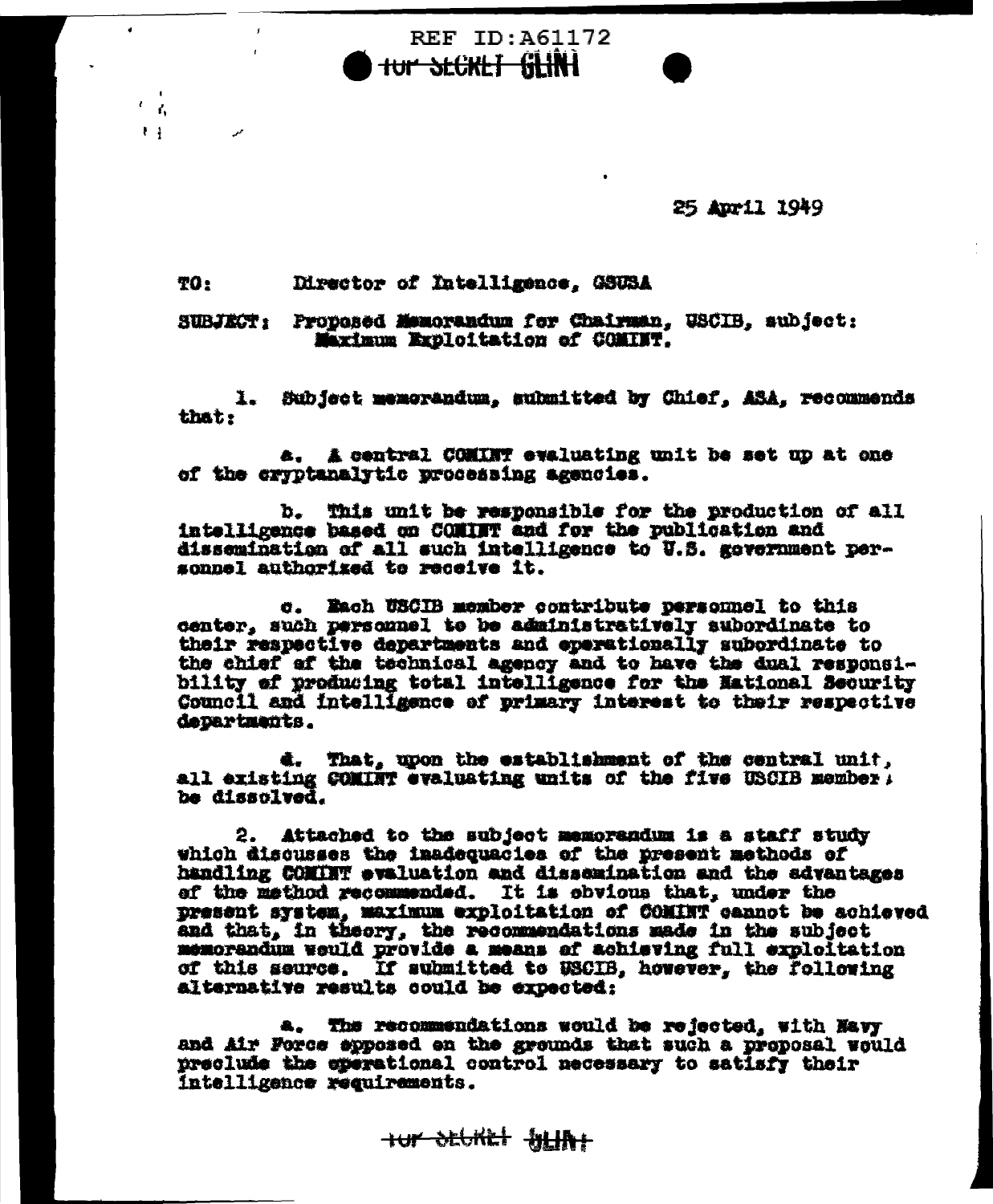REF ID:A61172

TOP SECRET CLINT

25 April 1949

TO: Director of Intelligence, GSUSA

SUBJECT: Proposed Memorandum for Chairman, USCIB, subject: Maximum Exploitation of COMINT.

1. Subject memorandum, submitted by Chief, ASA, recommends that:

a. A central COMINT evaluating unit be set up at one of the cryptanalytic processing agencies.

b. This unit be responsible for the production of all intelligence based on COMINT and for the publication and dissemination of all such intelligence to U.S. government personnel authorized to receive it.

c. Each USCIB member contribute personnel to this center, such personnel to be administratively subordinate to their respective departments and operationally subordinate to the chief of the technical agency and to have the dual responsibility of producing total intelligence for the National Security Council and intelligence of primary interest to their respective departments.

d. That, upon the establishment of the central unit, all existing COMINT evaluating units of the five USCIB members be dissolved.

2. Attached to the subject memorandum is a staff study which discusses the inadequacies of the present methods of handling COMINT evaluation and dissemination and the advantages of the method recommended. It is obvious that, under the present system, maximum exploitation of COMINT cannot be achieved and that, in theory, the recommendations made in the subject memorandum would provide a means of achieving full exploitation of this source. If submitted to USCIB, however, the following alternative results could be expected:

a. The recommendations would be rejected, with Navy and Air Force opposed on the grounds that such a proposal would preclude the operational control necessary to satisfy their intelligence requirements.

TOP SECRET CLINT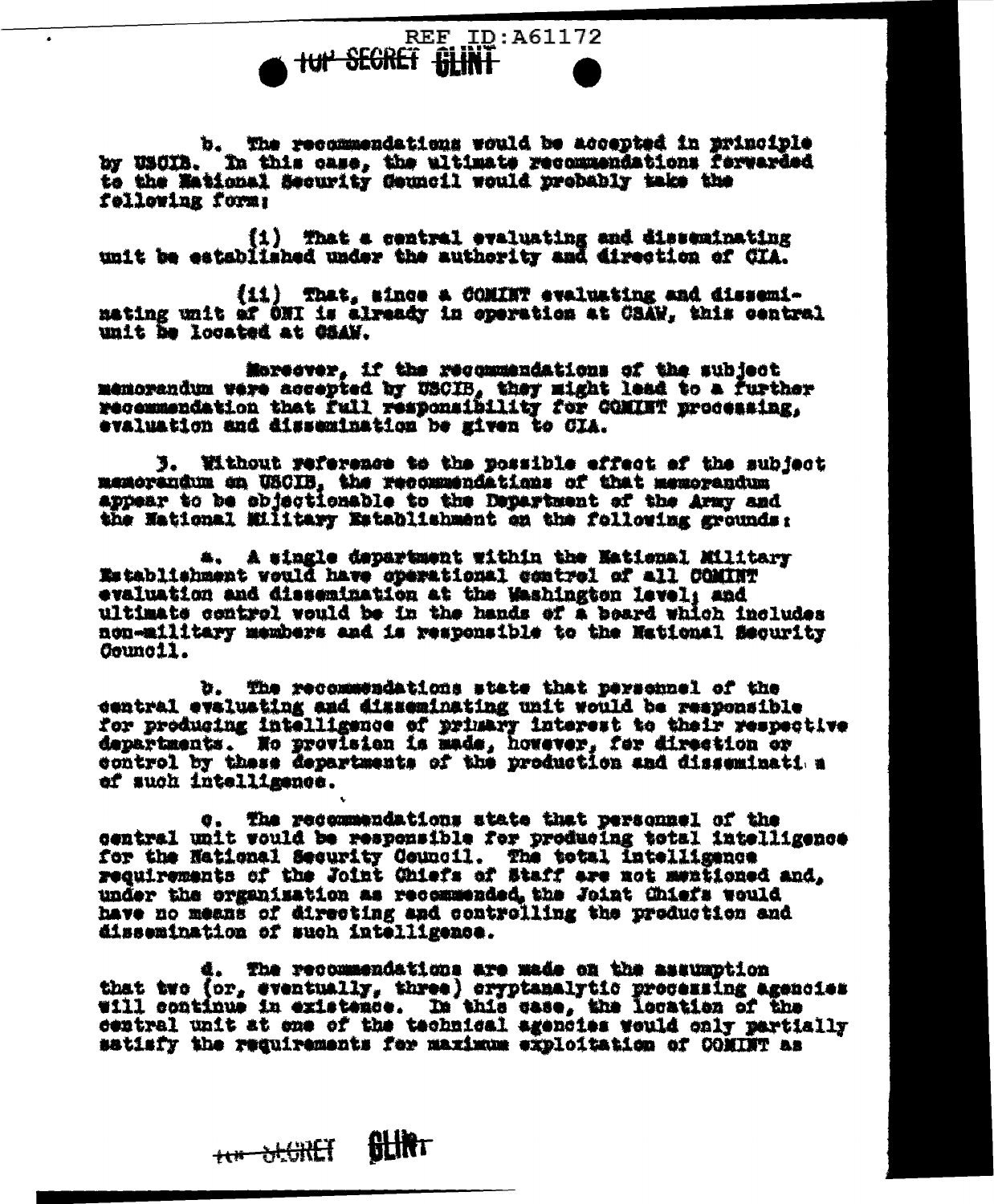b. The recommendations would be accepted in principle by USCIB. In this case, the ultimate recommendations forwarded to the National Security Council would probably take the following form:

(i) That a central evaluating and disseminating unit be established under the authority and direction of CIA.

(ii) That, since a COMINT evaluating and disseminating unit of ONI is already in operation at CSAW, this central unit be located at CSAW.

Moreover, if the recommendations of the subject memorandum were accepted by USCIB, they might lead to a further recommendation that full responsibility for COMINT processing, evaluation and dissemination be given to CIA.

3. Without reference to the possible effect of the subject memorandum on USCIB, the recommendations of that memorandum appear to be objectionable to the Department of the Army and the National Military Establishment on the following grounds:

a. A single department within the National Military Establishment would have operational control of all COMINT evaluation and dissemination at the Washington level; and ultimate control would be in the hands of a board which includes non-military members and is responsible to the National Security Council.

b. The recommendations state that personnel of the central evaluating and disseminating unit would be responsible for producing intelligence of primary interest to their respective departments. No provision is made, however, for direction or control by these departments of the production and disseminati n of such intelligence.

c. The recommendations state that personnel of the central unit would be responsible for producing total intelligence for the National Security Council. The total intelligence requirements of the Joint Chiefs of Staff are not mentioned and, under the organization as recommended, the Joint Chiefs would have no means of directing and controlling the production and dissemination of such intelligence.

d. The recommendations are made on the assumption that two (or, eventually, three) cryptanalytic processing agencies will continue in existence. In this case, the location of the central unit at one of the technical agencies would only partially satisfy the requirements for maximum exploitation of COMINT as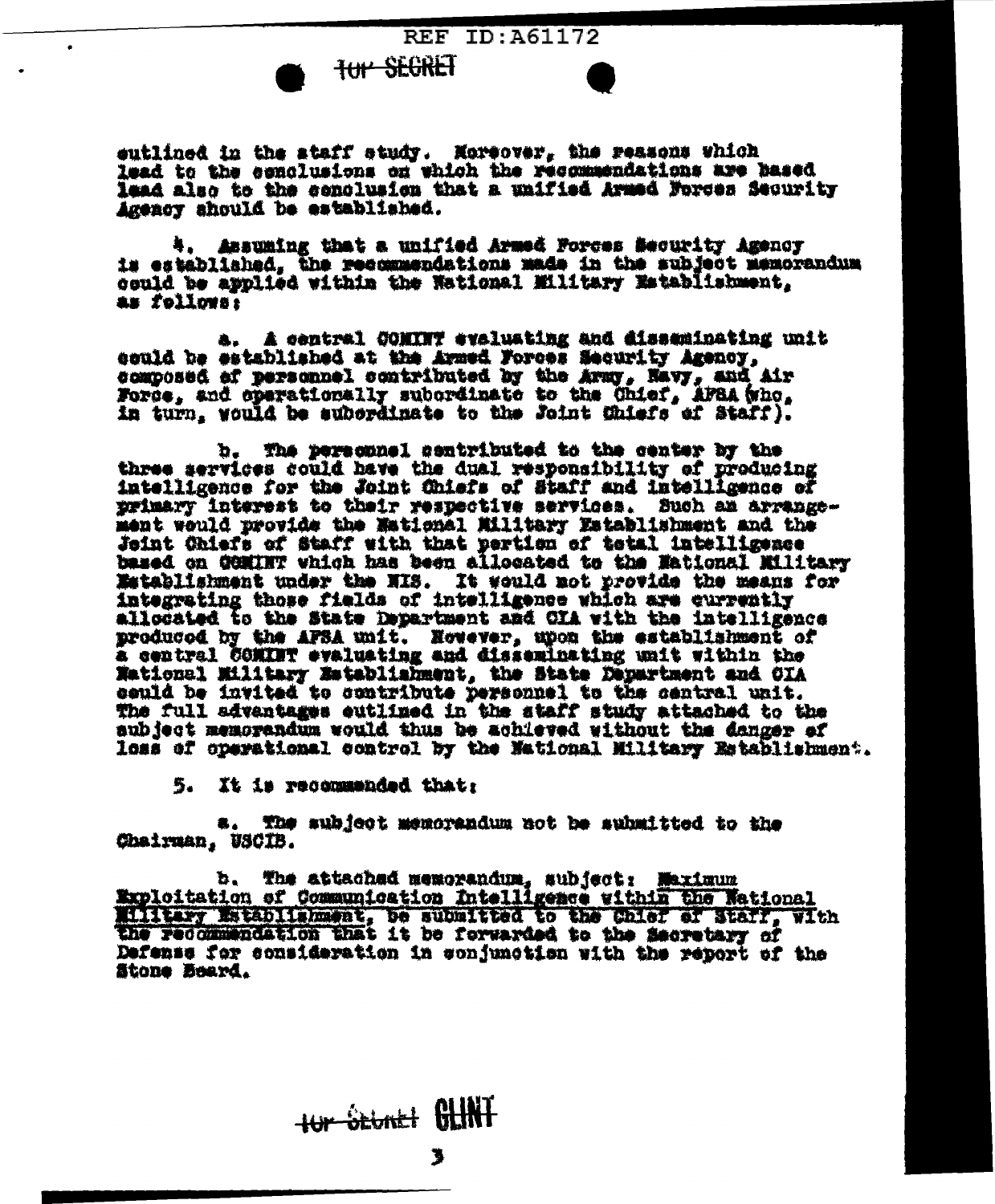outlined in the staff study. Moreover, the reasons which lead to the conclusions on which the recommendations are based lead also to the conclusion that a unified Armed Forces Security Agency should be established.

4. Assuming that a unified Armed Forces Security Agency is established, the recommendations made in the subject memorandum could be applied within the National Military Establishment, as follows:

a. A central COMINT evaluating and disseminating unit could be established at the Armed Forces Security Agency, composed of personnel contributed by the Army, Navy, and Air Force, and operationally subordinate to the Chief, AFSA (who, in turn, would be subordinate to the Joint Chiefs of Staff).

b. The personnel contributed to the center by the three services could have the dual responsibility of producing intelligence for the Joint Chiefs of Staff and intelligence of primary interest to their respective services. Such an arrangement would provide the National Military Establishment and the Joint Chiefs of Staff with that portion of total intelligence based on COMINT which has been allocated to the National Military Establishment under the NIS. It would not provide the means for integrating those fields of intelligence which are currently allocated to the State Department and CIA with the intelligence produced by the AFSA unit. However, upon the establishment of a central COMINT evaluating and disseminating unit within the National Military Establishment, the State Department and CIA could be invited to contribute personnel to the central unit. The full advantages outlined in the staff study attached to the subject memorandum would thus be achieved without the danger of loss of operational control by the National Military Establishment.

5. It is recommended that:

a. The subject memorandum not be submitted to the Chairman, USCIB.

b. The attached memorandum, subject: Maximum Exploitation of Communication Intelligence within the National Military Establishment, be submitted to the Chief of Staff, with the recommendation that it be forwarded to the Secretary of Defense for consideration in conjunction with the report of the Stone Board.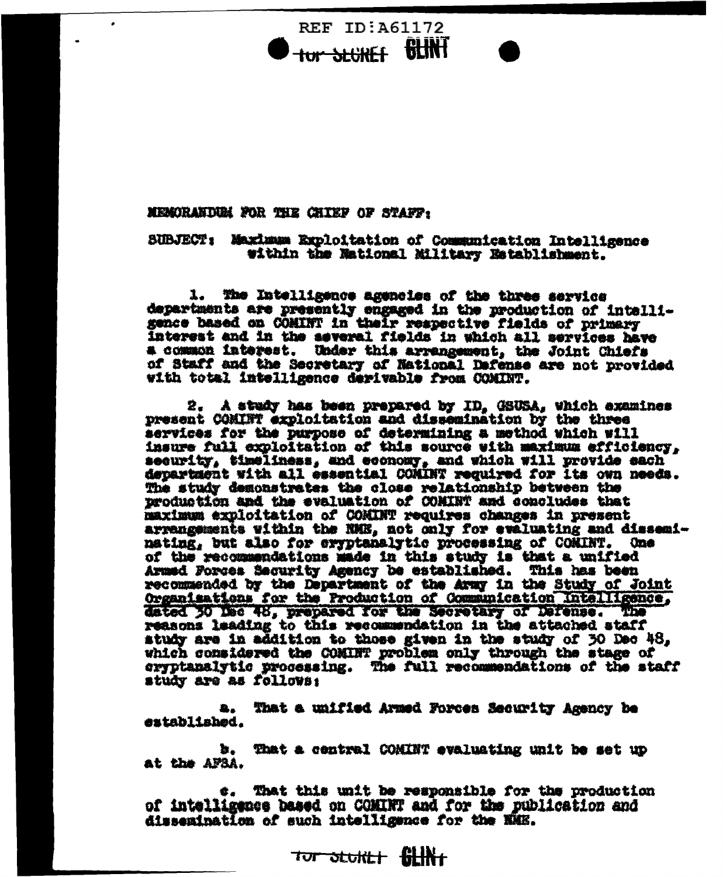MEMORANDUM FOR THE CHIEF OF STAFF:

SUBJECT: Maximum Exploitation of Communication Intelligence within the National Military Establishment.

1. The Intelligence agencies of the three service departments are presently engaged in the production of intelligence based on COMINT in their respective fields of primary interest and in the several fields in which all services have a common interest. Under this arrangement, the Joint Chiefs of Staff and the Secretary of National Defense are not provided with total intelligence derivable from COMINT.

2. A study has been prepared by ID, GSUSA, which examines present COMINT exploitation and dissemination by the three services for the purpose of determining a method which will insure full exploitation of this source with maximum efficiency, security, timeliness, and economy, and which will provide each department with all essential COMINT required for its own needs. The study demonstrates the close relationship between the production and the evaluation of COMINT and concludes that maximum exploitation of COMINT requires changes in present arrangements within the NME, not only for evaluating and disseminating, but also for cryptanalytic processing of COMINT. One of the recommendations made in this study is that a unified Armed Forces Security Agency be established. This has been recommended by the Department of the Army in the Study of Joint Organizations for the Production of Communication Intelligence, dated 30 Dec 48, prepared for the Secretary of Defense. The reasons leading to this recommendation in the attached staff study are in addition to those given in the study of 30 Dec 48, which considered the COMINT problem only through the stage of cryptanalytic processing. The full recommendations of the staff study are as follows:

a. That a unified Armed Forces Security Agency be established.

b. That a central COMINT evaluating unit be set up at the AFSA.

c. That this unit be responsible for the production of intelligence based on COMINT and for the publication and dissemination of such intelligence for the NME.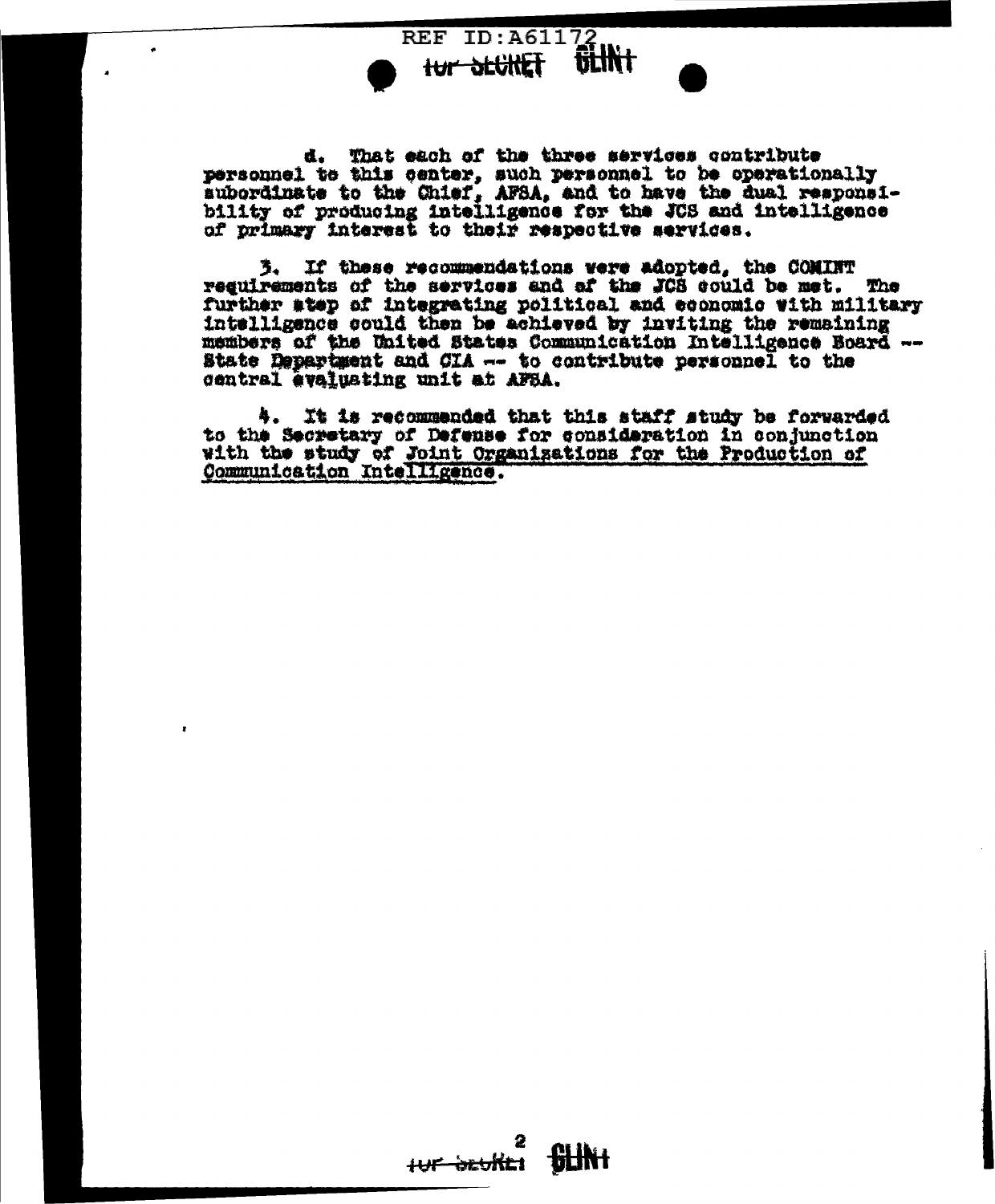d. That each of the three services contribute personnel to this center, such personnel to be operationally subordinate to the Chief, AFSA, and to have the dual responsibility of producing intelligence for the JCS and intelligence of primary interest to their respective services.

3. If these recommendations were adopted, the COMINT requirements of the services and of the JCS could be met. The further step of integrating political and economic with military intelligence could then be achieved by inviting the remaining members of the United States Communication Intelligence Board -- State Department and CIA -- to contribute personnel to the central evaluating unit at AFSA.

4. It is recommended that this staff study be forwarded to the Secretary of Defense for consideration in conjunction with the study of Joint Organizations for the Production of Communication Intelligence.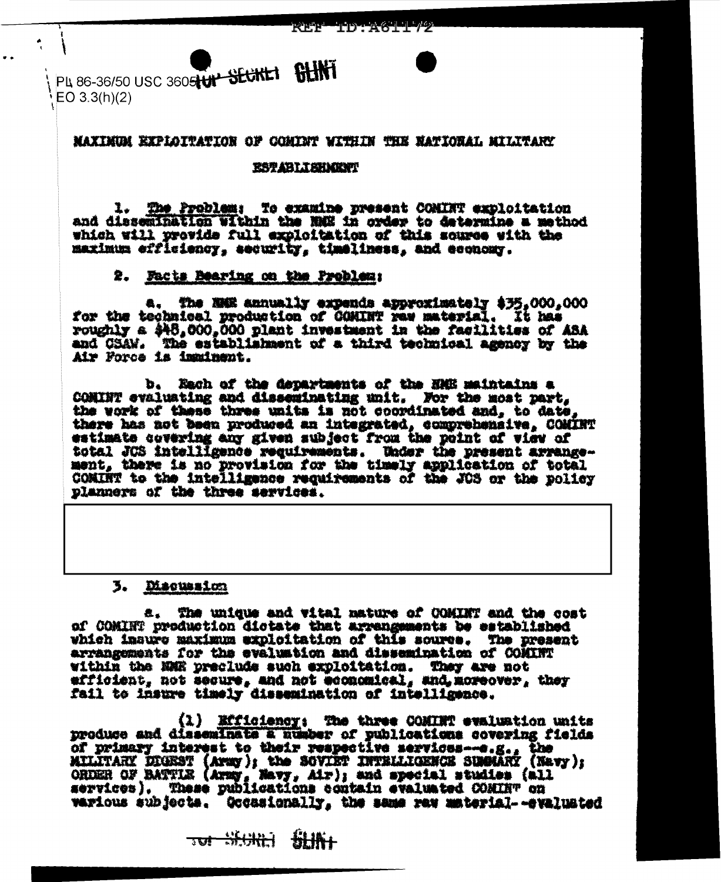PL 86-36/50 USC 3605 TOP SECRET CLINT
EO 3.3(h)(2)

# MAXIMUM EXPLOITATION OF COMINT WITHIN THE NATIONAL MILITARY ESTABLISHMENT

1. The Problem: To examine present COMINT exploitation and dissemination within the NME in order to determine a method which will provide full exploitation of this source with the maximum efficiency, security, timeliness, and economy.

2. Facts Bearing on the Problem:

a. The NME annually expends approximately $35,000,000 for the technical production of COMINT raw material. It has roughly a $48,000,000 plant investment in the facilities of ASA and CSAW. The establishment of a third technical agency by the Air Force is imminent.

b. Each of the departments of the NME maintains a COMINT evaluating and disseminating unit. For the most part, the work of these three units is not coordinated and, to date, there has not been produced an integrated, comprehensive, COMINT estimate covering any given subject from the point of view of total JCS intelligence requirements. Under the present arrangement, there is no provision for the timely application of total COMINT to the intelligence requirements of the JCS or the policy planners of the three services.

3. Discussion

a. The unique and vital nature of COMINT and the cost of COMINT production dictate that arrangements be established which insure maximum exploitation of this source. The present arrangements for the evaluation and dissemination of COMINT within the NME preclude such exploitation. They are not efficient, not secure, and not economical, and, moreover, they fail to insure timely dissemination of intelligence.

(1) Efficiency: The three COMINT evaluation units produce and disseminate a number of publications covering fields of primary interest to their respective services--e.g., the MILITARY DIGEST (Army); the SOVIET INTELLIGENCE SUMMARY (Navy); ORDER OF BATTLE (Army, Navy, Air); and special studies (all services). These publications contain evaluated COMINT on various subjects. Occasionally, the same raw material--evaluated

TOP SECRET CLINT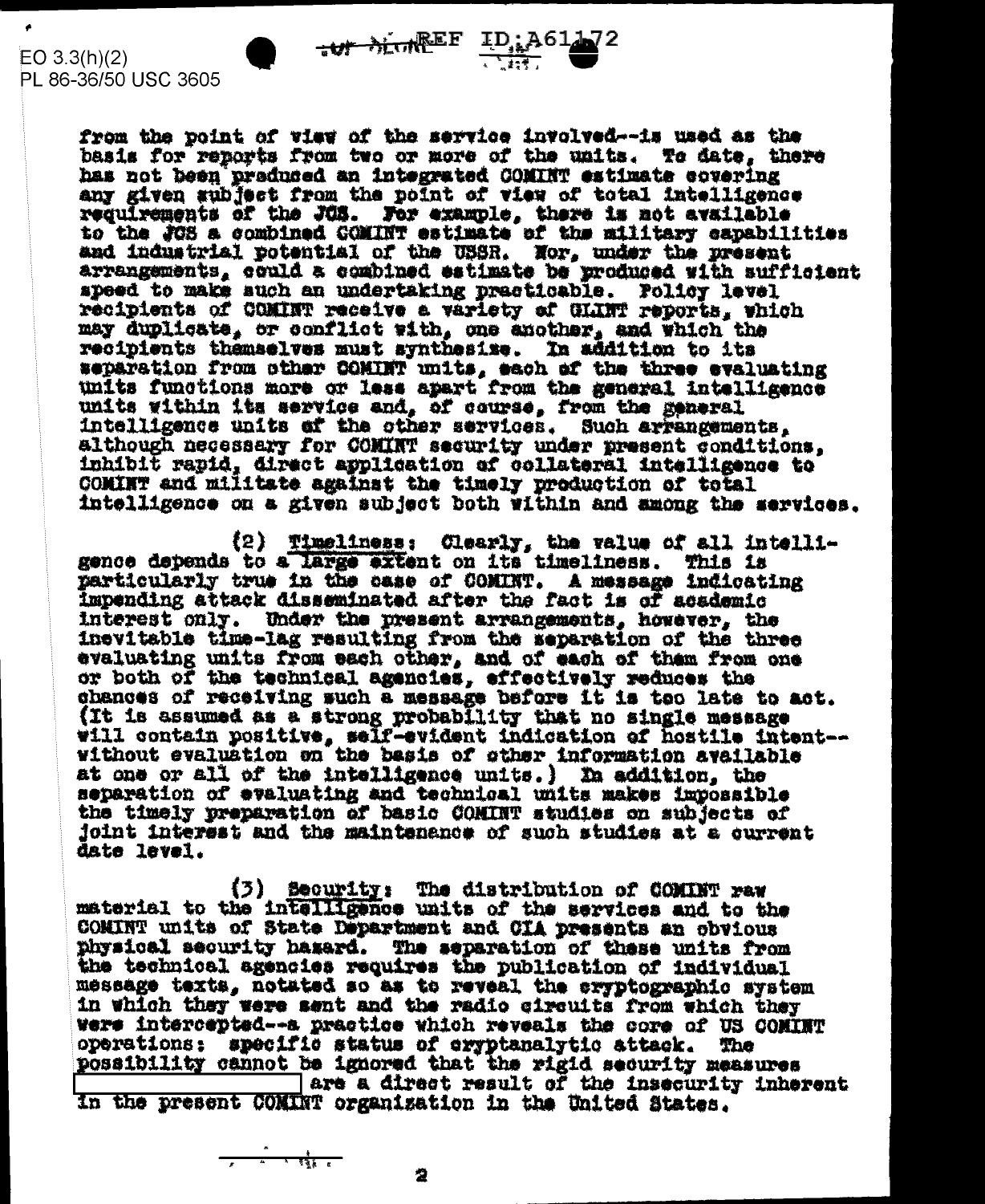EO 3.3(h)(2)
PL 86-36/50 USC 3605

REF ID:A61172

from the point of view of the service involved--is used as the basis for reports from two or more of the units. To date, there has not been produced an integrated COMINT estimate covering any given subject from the point of view of total intelligence requirements of the JCS. For example, there is not available to the JCS a combined COMINT estimate of the military capabilities and industrial potential of the USSR. Nor, under the present arrangements, could a combined estimate be produced with sufficient speed to make such an undertaking practicable. Policy level recipients of COMINT receive a variety of GLINT reports, which may duplicate, or conflict with, one another, and which the recipients themselves must synthesize. In addition to its separation from other COMINT units, each of the three evaluating units functions more or less apart from the general intelligence units within its service and, of course, from the general intelligence units of the other services. Such arrangements, although necessary for COMINT security under present conditions, inhibit rapid, direct application of collateral intelligence to COMINT and militate against the timely production of total intelligence on a given subject both within and among the services.

(2) Timeliness: Clearly, the value of all intelligence depends to a large extent on its timeliness. This is particularly true in the case of COMINT. A message indicating impending attack disseminated after the fact is of academic interest only. Under the present arrangements, however, the inevitable time-lag resulting from the separation of the three evaluating units from each other, and of each of them from one or both of the technical agencies, effectively reduces the chances of receiving such a message before it is too late to act. (It is assumed as a strong probability that no single message will contain positive, self-evident indication of hostile intent--without evaluation on the basis of other information available at one or all of the intelligence units.) In addition, the separation of evaluating and technical units makes impossible the timely preparation of basic COMINT studies on subjects of joint interest and the maintenance of such studies at a current date level.

(3) Security: The distribution of COMINT raw material to the intelligence units of the services and to the COMINT units of State Department and CIA presents an obvious physical security hazard. The separation of these units from the technical agencies requires the publication of individual message texts, notated so as to reveal the cryptographic system in which they were sent and the radio circuits from which they were intercepted--a practice which reveals the core of US COMINT operations: specific status of cryptanalytic attack. The possibility cannot be ignored that the rigid security measures [REDACTED] are a direct result of the insecurity inherent in the present COMINT organization in the United States.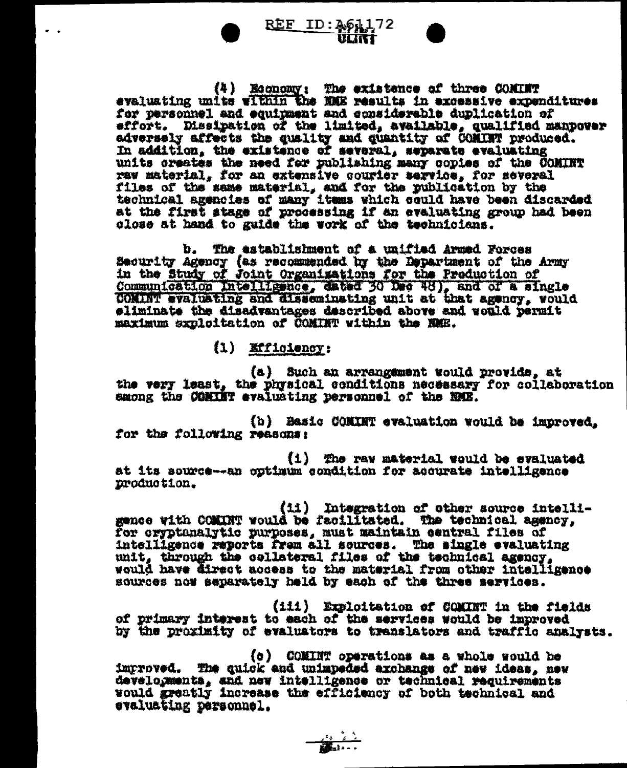(4) Economy: The existence of three COMINT evaluating units within the NME results in excessive expenditures for personnel and equipment and considerable duplication of effort. Dissipation of the limited, available, qualified manpower adversely affects the quality and quantity of COMINT produced. In addition, the existence of several, separate evaluating units creates the need for publishing many copies of the COMINT raw material, for an extensive courier service, for several files of the same material, and for the publication by the technical agencies of many items which could have been discarded at the first stage of processing if an evaluating group had been close at hand to guide the work of the technicians.

b. The establishment of a unified Armed Forces Security Agency (as recommended by the Department of the Army in the Study of Joint Organizations for the Production of Communication Intelligence, dated 30 Dec 48), and of a single COMINT evaluating and disseminating unit at that agency, would eliminate the disadvantages described above and would permit maximum exploitation of COMINT within the NME.

(1) Efficiency:

(a) Such an arrangement would provide, at the very least, the physical conditions necessary for collaboration among the COMINT evaluating personnel of the NME.

(b) Basic COMINT evaluation would be improved, for the following reasons:

(i) The raw material would be evaluated at its source--an optimum condition for accurate intelligence production.

(ii) Integration of other source intelligence with COMINT would be facilitated. The technical agency, for cryptanalytic purposes, must maintain central files of intelligence reports from all sources. The single evaluating unit, through the collateral files of the technical agency, would have direct access to the material from other intelligence sources now separately held by each of the three services.

(iii) Exploitation of COMINT in the fields of primary interest to each of the services would be improved by the proximity of evaluators to translators and traffic analysts.

(c) COMINT operations as a whole would be improved. The quick and unimpeded exchange of new ideas, new developments, and new intelligence or technical requirements would greatly increase the efficiency of both technical and evaluating personnel.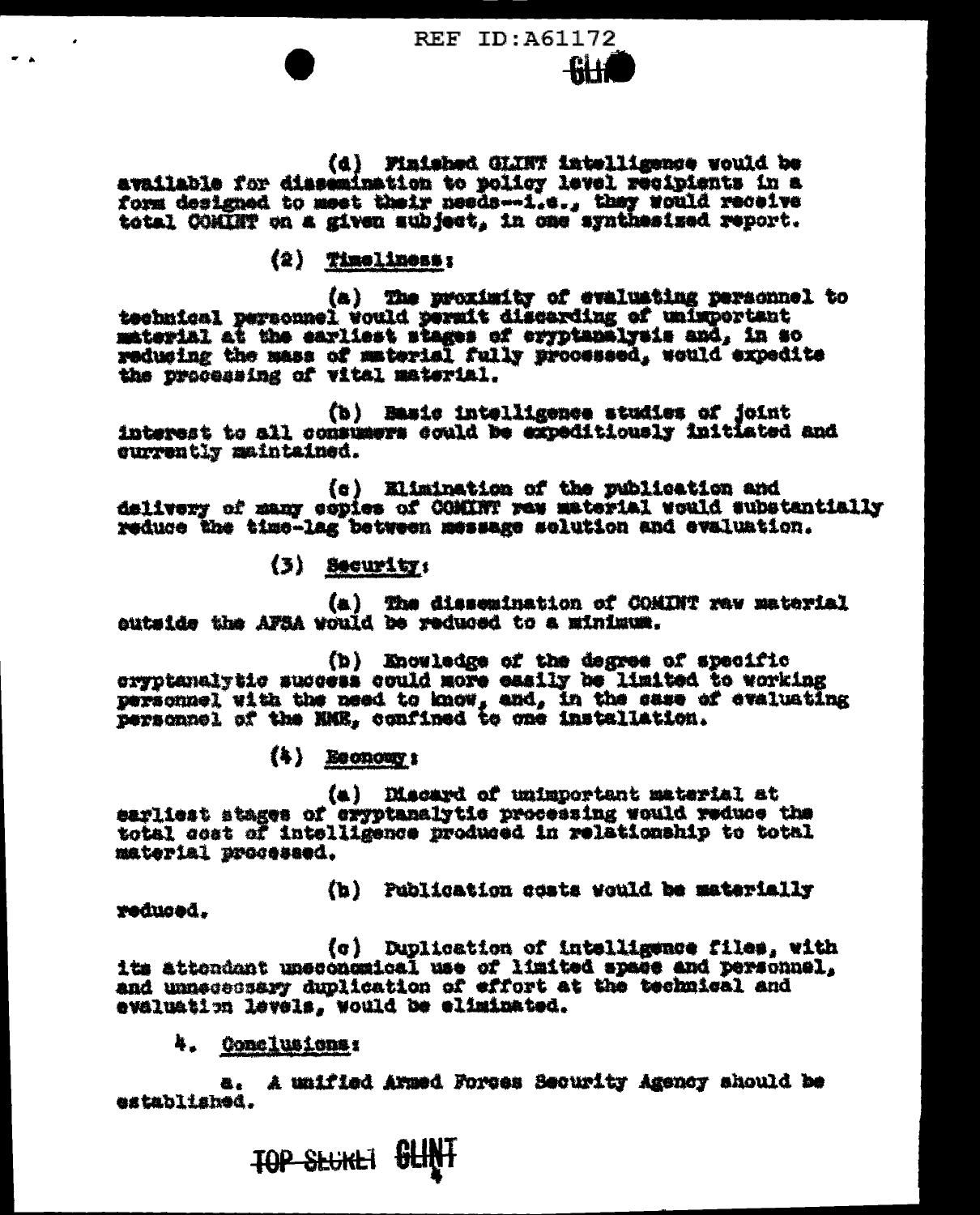(d) Finished GLINT intelligence would be available for dissemination to policy level recipients in a form designed to meet their needs--i.e., they would receive total COMINT on a given subject, in one synthesized report.

(2) Timeliness:

(a) The proximity of evaluating personnel to technical personnel would permit discarding of unimportant material at the earliest stages of cryptanalysis and, in so reducing the mass of material fully processed, would expedite the processing of vital material.

(b) Basic intelligence studies of joint interest to all consumers could be expeditiously initiated and currently maintained.

(c) Elimination of the publication and delivery of many copies of COMINT raw material would substantially reduce the time-lag between message solution and evaluation.

(3) Security:

(a) The dissemination of COMINT raw material outside the AFSA would be reduced to a minimum.

(b) Knowledge of the degree of specific cryptanalytic success could more easily be limited to working personnel with the need to know, and, in the case of evaluating personnel of the NME, confined to one installation.

(4) Economy:

(a) Discard of unimportant material at earliest stages of cryptanalytic processing would reduce the total cost of intelligence produced in relationship to total material processed.

(b) Publication costs would be materially reduced.

(c) Duplication of intelligence files, with its attendant uneconomical use of limited space and personnel, and unnecessary duplication of effort at the technical and evaluation levels, would be eliminated.

4. Conclusions:

a. A unified Armed Forces Security Agency should be established.

TOP SECRET GLINT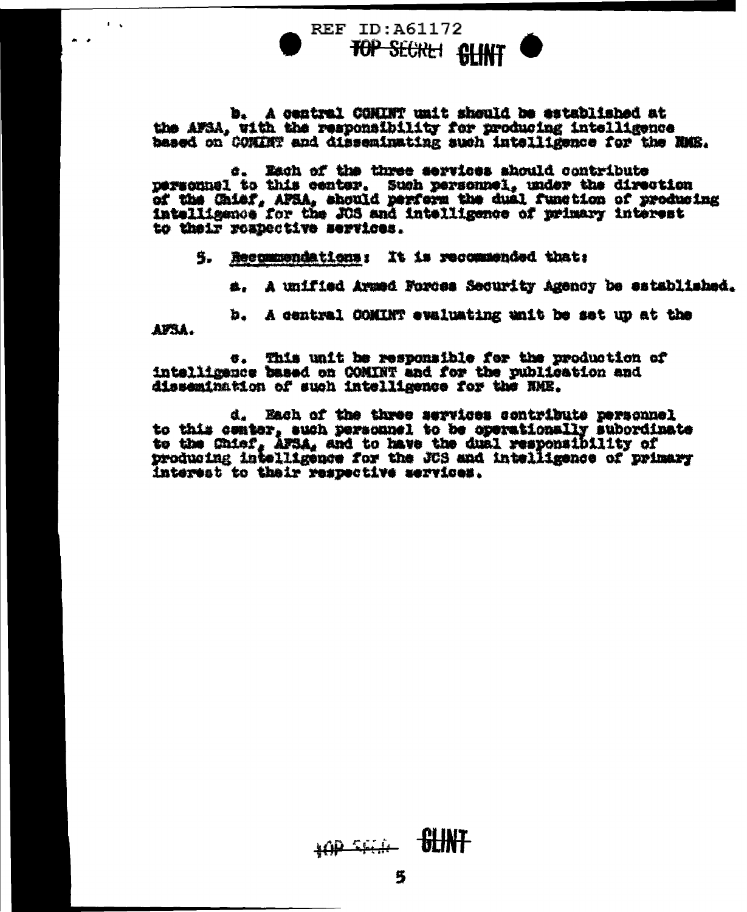b. A central COMINT unit should be established at the AFSA, with the responsibility for producing intelligence based on COMINT and disseminating such intelligence for the NME.

c. Each of the three services should contribute personnel to this center. Such personnel, under the direction of the Chief, AFSA, should perform the dual function of producing intelligence for the JCS and intelligence of primary interest to their respective services.

5. Recommendations: It is recommended that:

a. A unified Armed Forces Security Agency be established.

b. A central COMINT evaluating unit be set up at the AFSA.

c. This unit be responsible for the production of intelligence based on COMINT and for the publication and dissemination of such intelligence for the NME.

d. Each of the three services contribute personnel to this center, such personnel to be operationally subordinate to the Chief, AFSA, and to have the dual responsibility of producing intelligence for the JCS and intelligence of primary interest to their respective services.